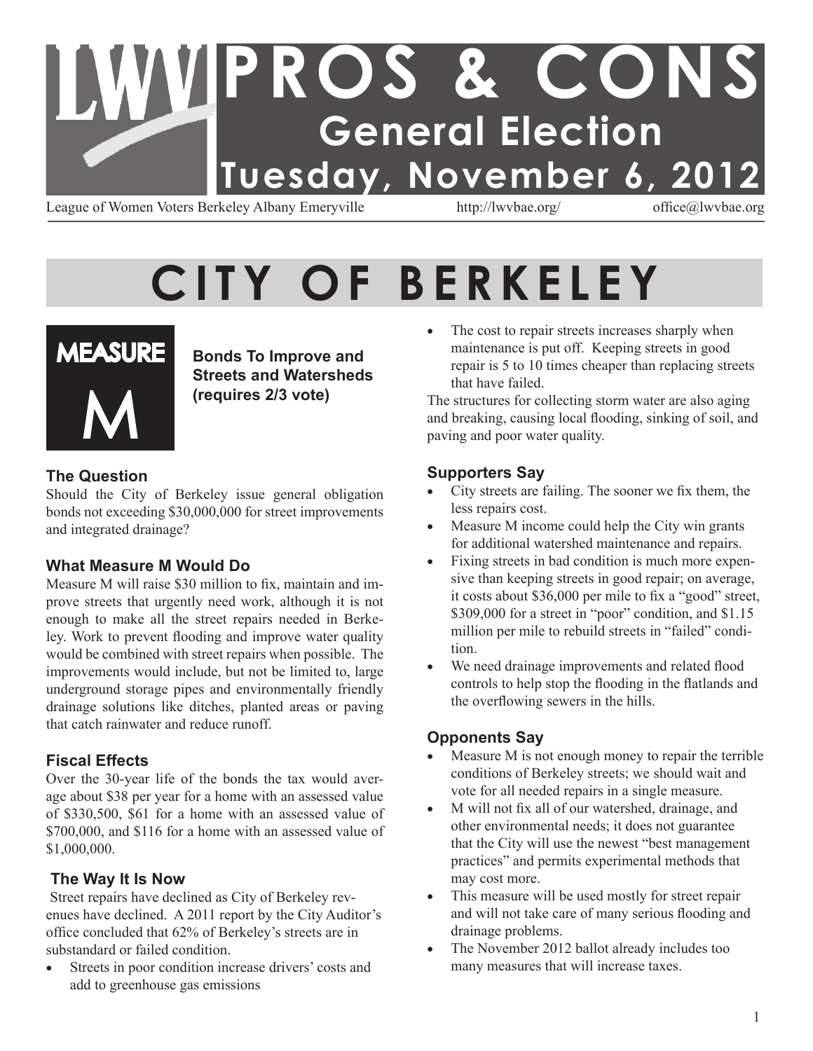# PROS & CONS

## General Election

## Tuesday, November 6, 2012

League of Women Voters Berkeley Albany Emeryville http://lwvbae.org/ office@lwvbae.org

# CITY OF BERKELEY

## MEASURE M

**Bonds To Improve and Streets and Watersheds (requires 2/3 vote)**

### The Question

Should the City of Berkeley issue general obligation bonds not exceeding $30,000,000 for street improvements and integrated drainage?

### What Measure M Would Do

Measure M will raise $30 million to fix, maintain and improve streets that urgently need work, although it is not enough to make all the street repairs needed in Berkeley. Work to prevent flooding and improve water quality would be combined with street repairs when possible. The improvements would include, but not be limited to, large underground storage pipes and environmentally friendly drainage solutions like ditches, planted areas or paving that catch rainwater and reduce runoff.

### Fiscal Effects

Over the 30-year life of the bonds the tax would average about $38 per year for a home with an assessed value of $330,500, $61 for a home with an assessed value of $700,000, and $116 for a home with an assessed value of $1,000,000.

### The Way It Is Now

Street repairs have declined as City of Berkeley revenues have declined. A 2011 report by the City Auditor's office concluded that 62% of Berkeley's streets are in substandard or failed condition.

- Streets in poor condition increase drivers' costs and add to greenhouse gas emissions
- The cost to repair streets increases sharply when maintenance is put off. Keeping streets in good repair is 5 to 10 times cheaper than replacing streets that have failed.

The structures for collecting storm water are also aging and breaking, causing local flooding, sinking of soil, and paving and poor water quality.

### Supporters Say

- City streets are failing. The sooner we fix them, the less repairs cost.
- Measure M income could help the City win grants for additional watershed maintenance and repairs.
- Fixing streets in bad condition is much more expensive than keeping streets in good repair; on average, it costs about $36,000 per mile to fix a "good" street, $309,000 for a street in "poor" condition, and $1.15 million per mile to rebuild streets in "failed" condition.
- We need drainage improvements and related flood controls to help stop the flooding in the flatlands and the overflowing sewers in the hills.

### Opponents Say

- Measure M is not enough money to repair the terrible conditions of Berkeley streets; we should wait and vote for all needed repairs in a single measure.
- M will not fix all of our watershed, drainage, and other environmental needs; it does not guarantee that the City will use the newest "best management practices" and permits experimental methods that may cost more.
- This measure will be used mostly for street repair and will not take care of many serious flooding and drainage problems.
- The November 2012 ballot already includes too many measures that will increase taxes.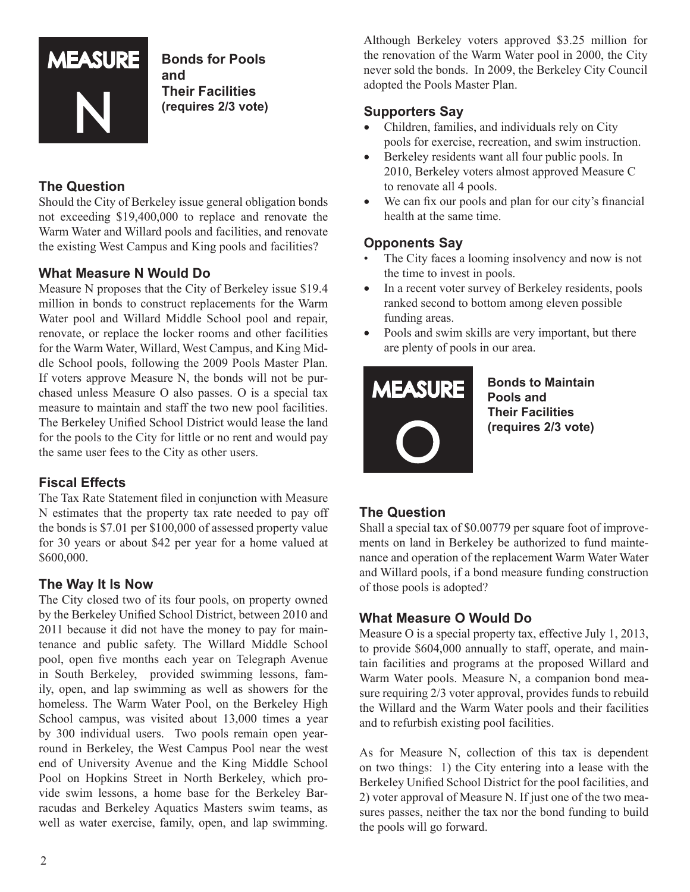# MEASURE N

**Bonds for Pools and Their Facilities (requires 2/3 vote)**

### The Question

Should the City of Berkeley issue general obligation bonds not exceeding $19,400,000 to replace and renovate the Warm Water and Willard pools and facilities, and renovate the existing West Campus and King pools and facilities?

### What Measure N Would Do

Measure N proposes that the City of Berkeley issue $19.4 million in bonds to construct replacements for the Warm Water pool and Willard Middle School pool and repair, renovate, or replace the locker rooms and other facilities for the Warm Water, Willard, West Campus, and King Middle School pools, following the 2009 Pools Master Plan. If voters approve Measure N, the bonds will not be purchased unless Measure O also passes. O is a special tax measure to maintain and staff the two new pool facilities. The Berkeley Unified School District would lease the land for the pools to the City for little or no rent and would pay the same user fees to the City as other users.

### Fiscal Effects

The Tax Rate Statement filed in conjunction with Measure N estimates that the property tax rate needed to pay off the bonds is $7.01 per $100,000 of assessed property value for 30 years or about $42 per year for a home valued at $600,000.

### The Way It Is Now

The City closed two of its four pools, on property owned by the Berkeley Unified School District, between 2010 and 2011 because it did not have the money to pay for maintenance and public safety. The Willard Middle School pool, open five months each year on Telegraph Avenue in South Berkeley, provided swimming lessons, family, open, and lap swimming as well as showers for the homeless. The Warm Water Pool, on the Berkeley High School campus, was visited about 13,000 times a year by 300 individual users. Two pools remain open year-round in Berkeley, the West Campus Pool near the west end of University Avenue and the King Middle School Pool on Hopkins Street in North Berkeley, which provide swim lessons, a home base for the Berkeley Barracudas and Berkeley Aquatics Masters swim teams, as well as water exercise, family, open, and lap swimming. Although Berkeley voters approved $3.25 million for the renovation of the Warm Water pool in 2000, the City never sold the bonds. In 2009, the Berkeley City Council adopted the Pools Master Plan.

### Supporters Say

- Children, families, and individuals rely on City pools for exercise, recreation, and swim instruction.
- Berkeley residents want all four public pools. In 2010, Berkeley voters almost approved Measure C to renovate all 4 pools.
- We can fix our pools and plan for our city's financial health at the same time.

### Opponents Say

- The City faces a looming insolvency and now is not the time to invest in pools.
- In a recent voter survey of Berkeley residents, pools ranked second to bottom among eleven possible funding areas.
- Pools and swim skills are very important, but there are plenty of pools in our area.

# MEASURE O

**Bonds to Maintain Pools and Their Facilities (requires 2/3 vote)**

### The Question

Shall a special tax of $0.00779 per square foot of improvements on land in Berkeley be authorized to fund maintenance and operation of the replacement Warm Water Water and Willard pools, if a bond measure funding construction of those pools is adopted?

### What Measure O Would Do

Measure O is a special property tax, effective July 1, 2013, to provide $604,000 annually to staff, operate, and maintain facilities and programs at the proposed Willard and Warm Water pools. Measure N, a companion bond measure requiring 2/3 voter approval, provides funds to rebuild the Willard and the Warm Water pools and their facilities and to refurbish existing pool facilities.

As for Measure N, collection of this tax is dependent on two things: 1) the City entering into a lease with the Berkeley Unified School District for the pool facilities, and 2) voter approval of Measure N. If just one of the two measures passes, neither the tax nor the bond funding to build the pools will go forward.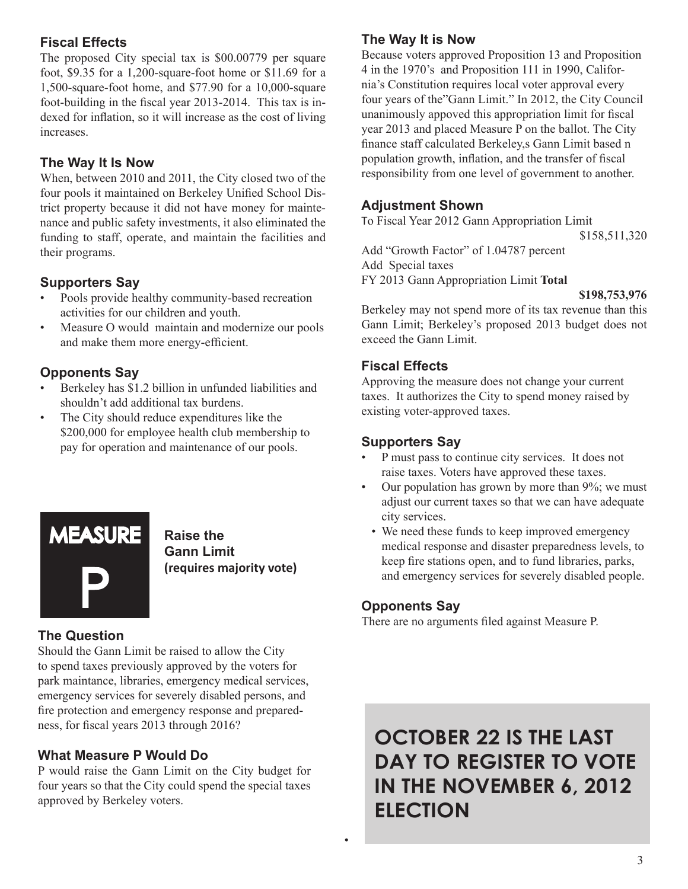### Fiscal Effects

The proposed City special tax is $00.00779 per square foot, $9.35 for a 1,200-square-foot home or $11.69 for a 1,500-square-foot home, and $77.90 for a 10,000-square foot-building in the fiscal year 2013-2014. This tax is indexed for inflation, so it will increase as the cost of living increases.

### The Way It Is Now

When, between 2010 and 2011, the City closed two of the four pools it maintained on Berkeley Unified School District property because it did not have money for maintenance and public safety investments, it also eliminated the funding to staff, operate, and maintain the facilities and their programs.

### Supporters Say

- Pools provide healthy community-based recreation activities for our children and youth.
- Measure O would maintain and modernize our pools and make them more energy-efficient.

### Opponents Say

- Berkeley has $1.2 billion in unfunded liabilities and shouldn't add additional tax burdens.
- The City should reduce expenditures like the $200,000 for employee health club membership to pay for operation and maintenance of our pools.

## MEASURE P

**Raise the Gann Limit**
**(requires majority vote)**

### The Question

Should the Gann Limit be raised to allow the City to spend taxes previously approved by the voters for park maintance, libraries, emergency medical services, emergency services for severely disabled persons, and fire protection and emergency response and preparedness, for fiscal years 2013 through 2016?

### What Measure P Would Do

P would raise the Gann Limit on the City budget for four years so that the City could spend the special taxes approved by Berkeley voters.

### The Way It is Now

Because voters approved Proposition 13 and Proposition 4 in the 1970's and Proposition 111 in 1990, California's Constitution requires local voter approval every four years of the"Gann Limit." In 2012, the City Council unanimously appoved this appropriation limit for fiscal year 2013 and placed Measure P on the ballot. The City finance staff calculated Berkeley,s Gann Limit based n population growth, inflation, and the transfer of fiscal responsibility from one level of government to another.

### Adjustment Shown

To Fiscal Year 2012 Gann Appropriation Limit $158,511,320
Add "Growth Factor" of 1.04787 percent
Add Special taxes
FY 2013 Gann Appropriation Limit **Total** **$198,753,976**

Berkeley may not spend more of its tax revenue than this Gann Limit; Berkeley's proposed 2013 budget does not exceed the Gann Limit.

### Fiscal Effects

Approving the measure does not change your current taxes. It authorizes the City to spend money raised by existing voter-approved taxes.

### Supporters Say

- P must pass to continue city services. It does not raise taxes. Voters have approved these taxes.
- Our population has grown by more than 9%; we must adjust our current taxes so that we can have adequate city services.
- We need these funds to keep improved emergency medical response and disaster preparedness levels, to keep fire stations open, and to fund libraries, parks, and emergency services for severely disabled people.

### Opponents Say

There are no arguments filed against Measure P.

**OCTOBER 22 IS THE LAST DAY TO REGISTER TO VOTE IN THE NOVEMBER 6, 2012 ELECTION**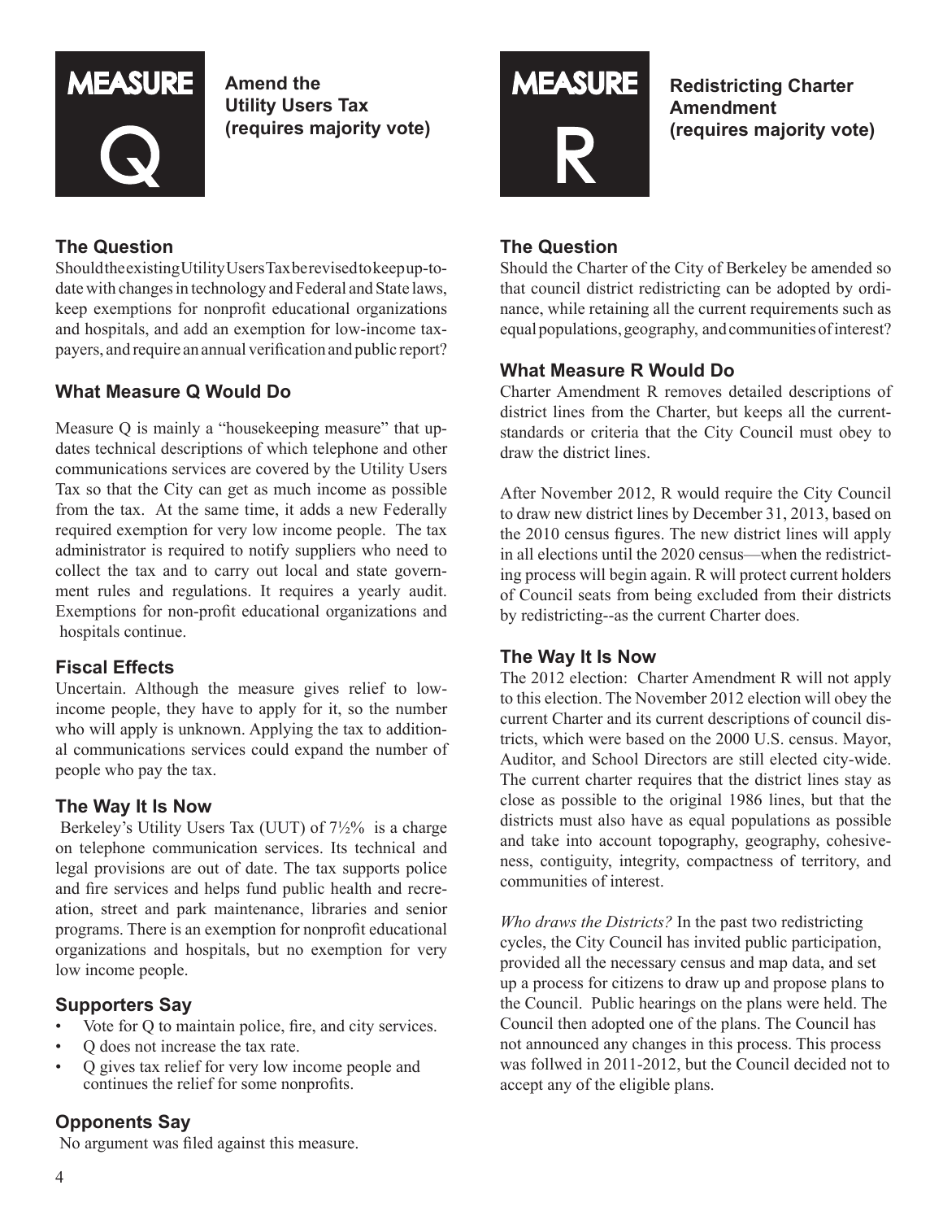# MEASURE Q

**Amend the Utility Users Tax (requires majority vote)**

## The Question

Should the existing Utility Users Tax be revised to keep up-to-date with changes in technology and Federal and State laws, keep exemptions for nonprofit educational organizations and hospitals, and add an exemption for low-income taxpayers, and require an annual verification and public report?

## What Measure Q Would Do

Measure Q is mainly a "housekeeping measure" that updates technical descriptions of which telephone and other communications services are covered by the Utility Users Tax so that the City can get as much income as possible from the tax. At the same time, it adds a new Federally required exemption for very low income people. The tax administrator is required to notify suppliers who need to collect the tax and to carry out local and state government rules and regulations. It requires a yearly audit. Exemptions for non-profit educational organizations and hospitals continue.

## Fiscal Effects

Uncertain. Although the measure gives relief to low-income people, they have to apply for it, so the number who will apply is unknown. Applying the tax to additional communications services could expand the number of people who pay the tax.

## The Way It Is Now

Berkeley's Utility Users Tax (UUT) of 7½% is a charge on telephone communication services. Its technical and legal provisions are out of date. The tax supports police and fire services and helps fund public health and recreation, street and park maintenance, libraries and senior programs. There is an exemption for nonprofit educational organizations and hospitals, but no exemption for very low income people.

## Supporters Say

- Vote for Q to maintain police, fire, and city services.
- Q does not increase the tax rate.
- Q gives tax relief for very low income people and continues the relief for some nonprofits.

## Opponents Say

No argument was filed against this measure.

# MEASURE R

**Redistricting Charter Amendment (requires majority vote)**

## The Question

Should the Charter of the City of Berkeley be amended so that council district redistricting can be adopted by ordinance, while retaining all the current requirements such as equal populations, geography, and communities of interest?

## What Measure R Would Do

Charter Amendment R removes detailed descriptions of district lines from the Charter, but keeps all the current-standards or criteria that the City Council must obey to draw the district lines.

After November 2012, R would require the City Council to draw new district lines by December 31, 2013, based on the 2010 census figures. The new district lines will apply in all elections until the 2020 census—when the redistricting process will begin again. R will protect current holders of Council seats from being excluded from their districts by redistricting--as the current Charter does.

## The Way It Is Now

The 2012 election: Charter Amendment R will not apply to this election. The November 2012 election will obey the current Charter and its current descriptions of council districts, which were based on the 2000 U.S. census. Mayor, Auditor, and School Directors are still elected city-wide. The current charter requires that the district lines stay as close as possible to the original 1986 lines, but that the districts must also have as equal populations as possible and take into account topography, geography, cohesiveness, contiguity, integrity, compactness of territory, and communities of interest.

*Who draws the Districts?* In the past two redistricting cycles, the City Council has invited public participation, provided all the necessary census and map data, and set up a process for citizens to draw up and propose plans to the Council. Public hearings on the plans were held. The Council then adopted one of the plans. The Council has not announced any changes in this process. This process was follwed in 2011-2012, but the Council decided not to accept any of the eligible plans.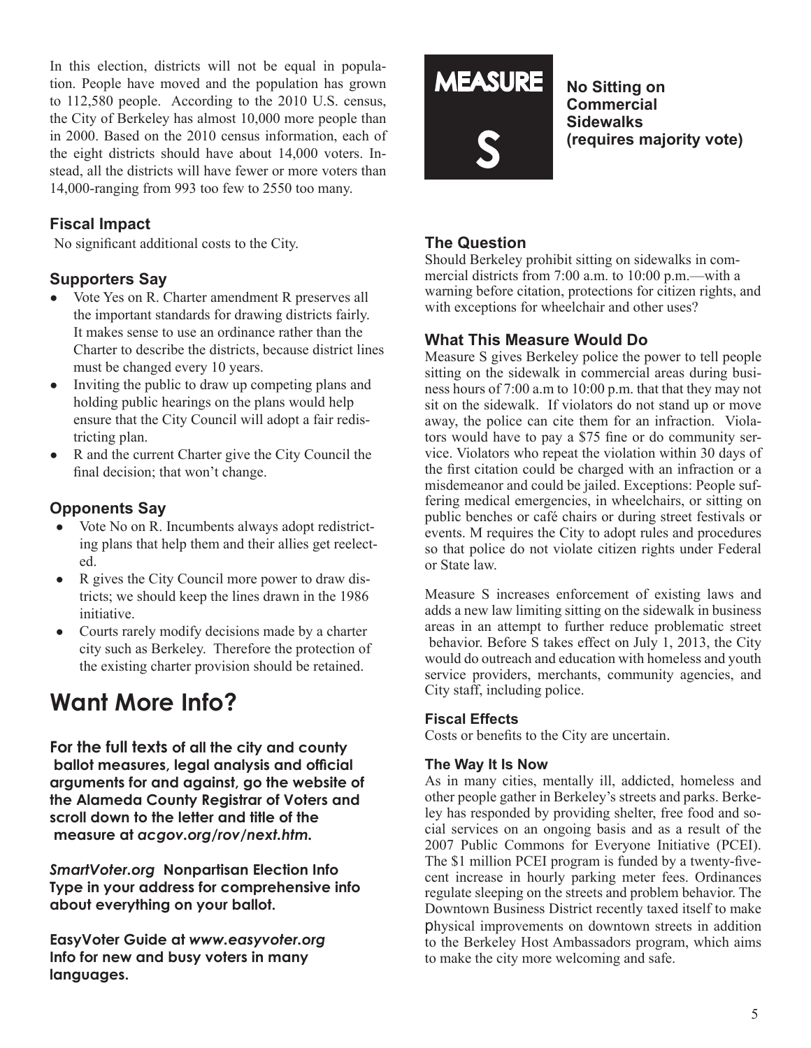In this election, districts will not be equal in population. People have moved and the population has grown to 112,580 people. According to the 2010 U.S. census, the City of Berkeley has almost 10,000 more people than in 2000. Based on the 2010 census information, each of the eight districts should have about 14,000 voters. Instead, all the districts will have fewer or more voters than 14,000-ranging from 993 too few to 2550 too many.

### Fiscal Impact

No significant additional costs to the City.

### Supporters Say

- Vote Yes on R. Charter amendment R preserves all the important standards for drawing districts fairly. It makes sense to use an ordinance rather than the Charter to describe the districts, because district lines must be changed every 10 years.
- Inviting the public to draw up competing plans and holding public hearings on the plans would help ensure that the City Council will adopt a fair redistricting plan.
- R and the current Charter give the City Council the final decision; that won't change.

### Opponents Say

- Vote No on R. Incumbents always adopt redistricting plans that help them and their allies get reelected.
- R gives the City Council more power to draw districts; we should keep the lines drawn in the 1986 initiative.
- Courts rarely modify decisions made by a charter city such as Berkeley. Therefore the protection of the existing charter provision should be retained.

# Want More Info?

**For the full texts of all the city and county ballot measures, legal analysis and official arguments for and against, go the website of the Alameda County Registrar of Voters and scroll down to the letter and title of the measure at *acgov.org/rov/next.htm.***

***SmartVoter.org*** **Nonpartisan Election Info Type in your address for comprehensive info about everything on your ballot.**

**EasyVoter Guide at *www.easyvoter.org* Info for new and busy voters in many languages.**

# MEASURE S

**No Sitting on Commercial Sidewalks (requires majority vote)**

### The Question

Should Berkeley prohibit sitting on sidewalks in commercial districts from 7:00 a.m. to 10:00 p.m.—with a warning before citation, protections for citizen rights, and with exceptions for wheelchair and other uses?

### What This Measure Would Do

Measure S gives Berkeley police the power to tell people sitting on the sidewalk in commercial areas during business hours of 7:00 a.m to 10:00 p.m. that that they may not sit on the sidewalk. If violators do not stand up or move away, the police can cite them for an infraction. Violators would have to pay a $75 fine or do community service. Violators who repeat the violation within 30 days of the first citation could be charged with an infraction or a misdemeanor and could be jailed. Exceptions: People suffering medical emergencies, in wheelchairs, or sitting on public benches or café chairs or during street festivals or events. M requires the City to adopt rules and procedures so that police do not violate citizen rights under Federal or State law.

Measure S increases enforcement of existing laws and adds a new law limiting sitting on the sidewalk in business areas in an attempt to further reduce problematic street behavior. Before S takes effect on July 1, 2013, the City would do outreach and education with homeless and youth service providers, merchants, community agencies, and City staff, including police.

#### Fiscal Effects

Costs or benefits to the City are uncertain.

#### The Way It Is Now

As in many cities, mentally ill, addicted, homeless and other people gather in Berkeley's streets and parks. Berkeley has responded by providing shelter, free food and social services on an ongoing basis and as a result of the 2007 Public Commons for Everyone Initiative (PCEI). The $1 million PCEI program is funded by a twenty-five-cent increase in hourly parking meter fees. Ordinances regulate sleeping on the streets and problem behavior. The Downtown Business District recently taxed itself to make physical improvements on downtown streets in addition to the Berkeley Host Ambassadors program, which aims to make the city more welcoming and safe.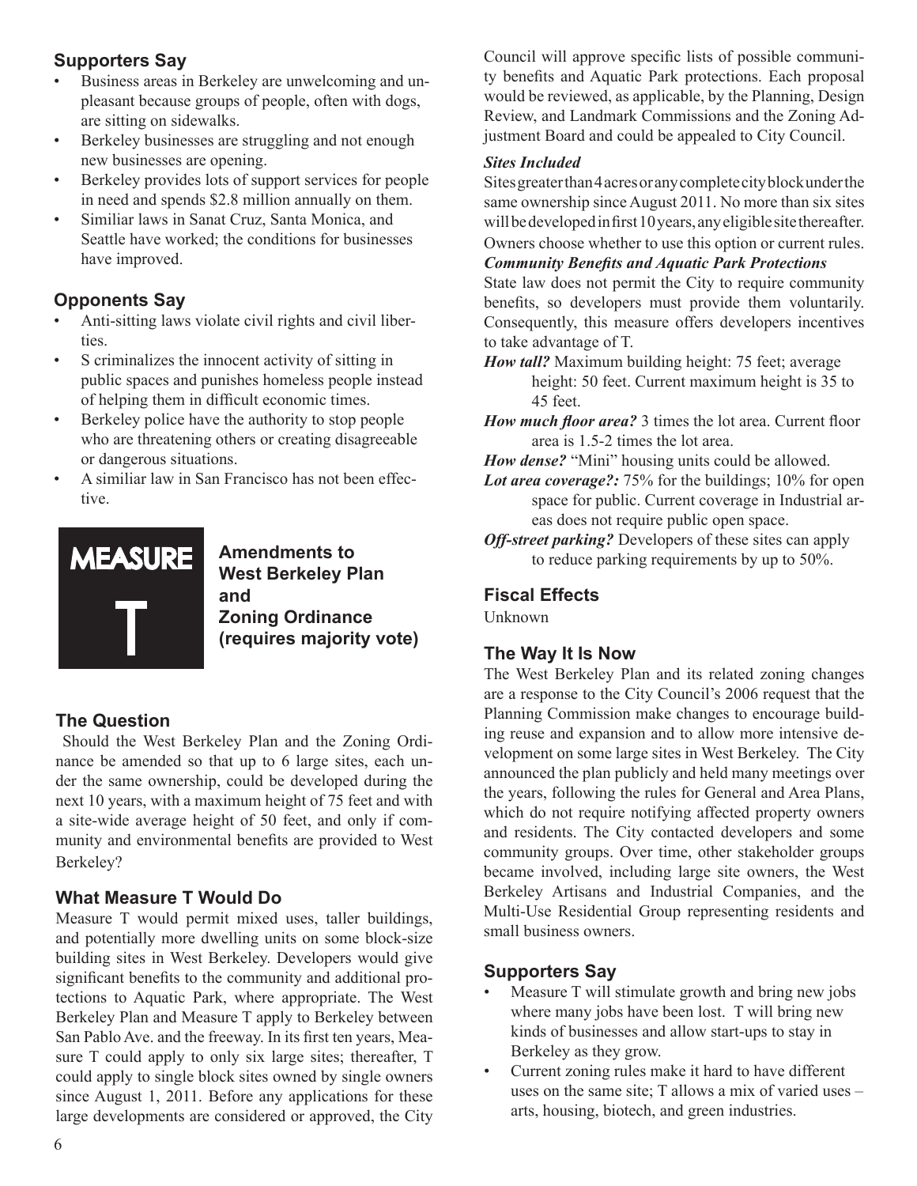### Supporters Say

- Business areas in Berkeley are unwelcoming and unpleasant because groups of people, often with dogs, are sitting on sidewalks.
- Berkeley businesses are struggling and not enough new businesses are opening.
- Berkeley provides lots of support services for people in need and spends $2.8 million annually on them.
- Similiar laws in Sanat Cruz, Santa Monica, and Seattle have worked; the conditions for businesses have improved.

### Opponents Say

- Anti-sitting laws violate civil rights and civil liberties.
- S criminalizes the innocent activity of sitting in public spaces and punishes homeless people instead of helping them in difficult economic times.
- Berkeley police have the authority to stop people who are threatening others or creating disagreeable or dangerous situations.
- A similiar law in San Francisco has not been effective.

## MEASURE T

## Amendments to West Berkeley Plan and Zoning Ordinance (requires majority vote)

### The Question

Should the West Berkeley Plan and the Zoning Ordinance be amended so that up to 6 large sites, each under the same ownership, could be developed during the next 10 years, with a maximum height of 75 feet and with a site-wide average height of 50 feet, and only if community and environmental benefits are provided to West Berkeley?

### What Measure T Would Do

Measure T would permit mixed uses, taller buildings, and potentially more dwelling units on some block-size building sites in West Berkeley. Developers would give significant benefits to the community and additional protections to Aquatic Park, where appropriate. The West Berkeley Plan and Measure T apply to Berkeley between San Pablo Ave. and the freeway. In its first ten years, Measure T could apply to only six large sites; thereafter, T could apply to single block sites owned by single owners since August 1, 2011. Before any applications for these large developments are considered or approved, the City Council will approve specific lists of possible community benefits and Aquatic Park protections. Each proposal would be reviewed, as applicable, by the Planning, Design Review, and Landmark Commissions and the Zoning Adjustment Board and could be appealed to City Council.

***Sites Included***

Sites greater than 4 acres or any complete city block under the same ownership since August 2011. No more than six sites will be developed in first 10 years, any eligible site thereafter. Owners choose whether to use this option or current rules.

***Community Benefits and Aquatic Park Protections***

State law does not permit the City to require community benefits, so developers must provide them voluntarily. Consequently, this measure offers developers incentives to take advantage of T.

***How tall?*** Maximum building height: 75 feet; average height: 50 feet. Current maximum height is 35 to 45 feet.

***How much floor area?*** 3 times the lot area. Current floor area is 1.5-2 times the lot area.

***How dense?*** "Mini" housing units could be allowed.

***Lot area coverage?:*** 75% for the buildings; 10% for open space for public. Current coverage in Industrial areas does not require public open space.

***Off-street parking?*** Developers of these sites can apply to reduce parking requirements by up to 50%.

### Fiscal Effects

Unknown

### The Way It Is Now

The West Berkeley Plan and its related zoning changes are a response to the City Council's 2006 request that the Planning Commission make changes to encourage building reuse and expansion and to allow more intensive development on some large sites in West Berkeley. The City announced the plan publicly and held many meetings over the years, following the rules for General and Area Plans, which do not require notifying affected property owners and residents. The City contacted developers and some community groups. Over time, other stakeholder groups became involved, including large site owners, the West Berkeley Artisans and Industrial Companies, and the Multi-Use Residential Group representing residents and small business owners.

### Supporters Say

- Measure T will stimulate growth and bring new jobs where many jobs have been lost. T will bring new kinds of businesses and allow start-ups to stay in Berkeley as they grow.
- Current zoning rules make it hard to have different uses on the same site; T allows a mix of varied uses – arts, housing, biotech, and green industries.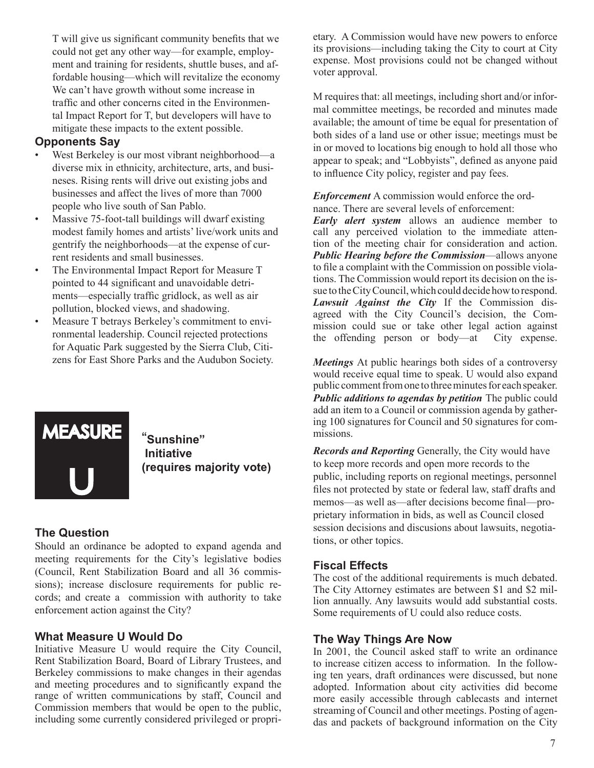T will give us significant community benefits that we could not get any other way—for example, employment and training for residents, shuttle buses, and affordable housing—which will revitalize the economy We can't have growth without some increase in traffic and other concerns cited in the Environmental Impact Report for T, but developers will have to mitigate these impacts to the extent possible.

### Opponents Say

- West Berkeley is our most vibrant neighborhood—a diverse mix in ethnicity, architecture, arts, and businesses. Rising rents will drive out existing jobs and businesses and affect the lives of more than 7000 people who live south of San Pablo.
- Massive 75-foot-tall buildings will dwarf existing modest family homes and artists' live/work units and gentrify the neighborhoods—at the expense of current residents and small businesses.
- The Environmental Impact Report for Measure T pointed to 44 significant and unavoidable detriments—especially traffic gridlock, as well as air pollution, blocked views, and shadowing.
- Measure T betrays Berkeley's commitment to environmental leadership. Council rejected protections for Aquatic Park suggested by the Sierra Club, Citizens for East Shore Parks and the Audubon Society.

## MEASURE U

**"Sunshine" Initiative (requires majority vote)**

### The Question

Should an ordinance be adopted to expand agenda and meeting requirements for the City's legislative bodies (Council, Rent Stabilization Board and all 36 commissions); increase disclosure requirements for public records; and create a commission with authority to take enforcement action against the City?

### What Measure U Would Do

Initiative Measure U would require the City Council, Rent Stabilization Board, Board of Library Trustees, and Berkeley commissions to make changes in their agendas and meeting procedures and to significantly expand the range of written communications by staff, Council and Commission members that would be open to the public, including some currently considered privileged or proprietary. A Commission would have new powers to enforce its provisions—including taking the City to court at City expense. Most provisions could not be changed without voter approval.

M requires that: all meetings, including short and/or informal committee meetings, be recorded and minutes made available; the amount of time be equal for presentation of both sides of a land use or other issue; meetings must be in or moved to locations big enough to hold all those who appear to speak; and "Lobbyists", defined as anyone paid to influence City policy, register and pay fees.

***Enforcement*** A commission would enforce the ordnance. There are several levels of enforcement:

***Early alert system*** allows an audience member to call any perceived violation to the immediate attention of the meeting chair for consideration and action.

***Public Hearing before the Commission***—allows anyone to file a complaint with the Commission on possible violations. The Commission would report its decision on the issue to the City Council, which could decide how to respond.

***Lawsuit Against the City*** If the Commission disagreed with the City Council's decision, the Commission could sue or take other legal action against the offending person or body—at City expense.

***Meetings*** At public hearings both sides of a controversy would receive equal time to speak. U would also expand public comment from one to three minutes for each speaker.

***Public additions to agendas by petition*** The public could add an item to a Council or commission agenda by gathering 100 signatures for Council and 50 signatures for commissions.

***Records and Reporting*** Generally, the City would have to keep more records and open more records to the public, including reports on regional meetings, personnel files not protected by state or federal law, staff drafts and memos—as well as—after decisions become final—proprietary information in bids, as well as Council closed session decisions and discusions about lawsuits, negotiations, or other topics.

### Fiscal Effects

The cost of the additional requirements is much debated. The City Attorney estimates are between $1 and $2 million annually. Any lawsuits would add substantial costs. Some requirements of U could also reduce costs.

### The Way Things Are Now

In 2001, the Council asked staff to write an ordinance to increase citizen access to information. In the following ten years, draft ordinances were discussed, but none adopted. Information about city activities did become more easily accessible through cablecasts and internet streaming of Council and other meetings. Posting of agendas and packets of background information on the City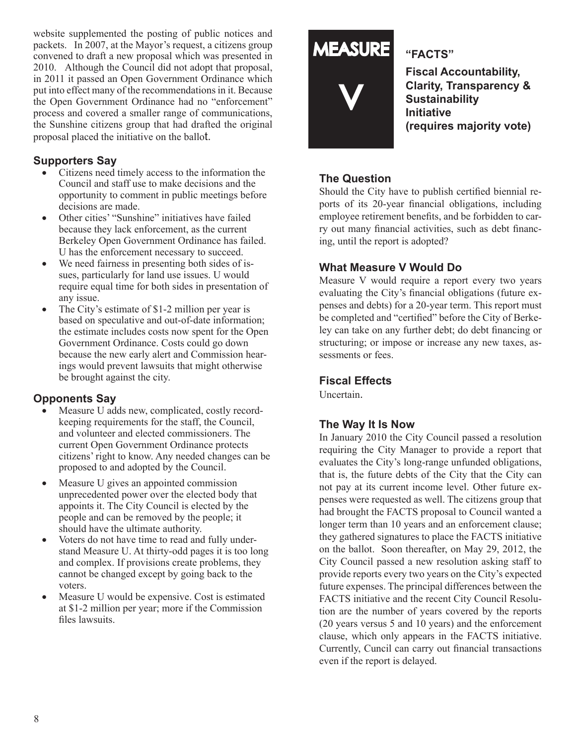website supplemented the posting of public notices and packets. In 2007, at the Mayor's request, a citizens group convened to draft a new proposal which was presented in 2010. Although the Council did not adopt that proposal, in 2011 it passed an Open Government Ordinance which put into effect many of the recommendations in it. Because the Open Government Ordinance had no "enforcement" process and covered a smaller range of communications, the Sunshine citizens group that had drafted the original proposal placed the initiative on the ballot.

### Supporters Say

- Citizens need timely access to the information the Council and staff use to make decisions and the opportunity to comment in public meetings before decisions are made.
- Other cities' "Sunshine" initiatives have failed because they lack enforcement, as the current Berkeley Open Government Ordinance has failed. U has the enforcement necessary to succeed.
- We need fairness in presenting both sides of issues, particularly for land use issues. U would require equal time for both sides in presentation of any issue.
- The City's estimate of $1-2 million per year is based on speculative and out-of-date information; the estimate includes costs now spent for the Open Government Ordinance. Costs could go down because the new early alert and Commission hearings would prevent lawsuits that might otherwise be brought against the city.

### Opponents Say

- Measure U adds new, complicated, costly record-keeping requirements for the staff, the Council, and volunteer and elected commissioners. The current Open Government Ordinance protects citizens' right to know. Any needed changes can be proposed to and adopted by the Council.
- Measure U gives an appointed commission unprecedented power over the elected body that appoints it. The City Council is elected by the people and can be removed by the people; it should have the ultimate authority.
- Voters do not have time to read and fully understand Measure U. At thirty-odd pages it is too long and complex. If provisions create problems, they cannot be changed except by going back to the voters.
- Measure U would be expensive. Cost is estimated at $1-2 million per year; more if the Commission files lawsuits.

## MEASURE V

**"FACTS"**

**Fiscal Accountability, Clarity, Transparency & Sustainability Initiative (requires majority vote)**

### The Question

Should the City have to publish certified biennial reports of its 20-year financial obligations, including employee retirement benefits, and be forbidden to carry out many financial activities, such as debt financing, until the report is adopted?

### What Measure V Would Do

Measure V would require a report every two years evaluating the City's financial obligations (future expenses and debts) for a 20-year term. This report must be completed and "certified" before the City of Berkeley can take on any further debt; do debt financing or structuring; or impose or increase any new taxes, assessments or fees.

### Fiscal Effects

Uncertain.

### The Way It Is Now

In January 2010 the City Council passed a resolution requiring the City Manager to provide a report that evaluates the City's long-range unfunded obligations, that is, the future debts of the City that the City can not pay at its current income level. Other future expenses were requested as well. The citizens group that had brought the FACTS proposal to Council wanted a longer term than 10 years and an enforcement clause; they gathered signatures to place the FACTS initiative on the ballot. Soon thereafter, on May 29, 2012, the City Council passed a new resolution asking staff to provide reports every two years on the City's expected future expenses. The principal differences between the FACTS initiative and the recent City Council Resolution are the number of years covered by the reports (20 years versus 5 and 10 years) and the enforcement clause, which only appears in the FACTS initiative. Currently, Cuncil can carry out financial transactions even if the report is delayed.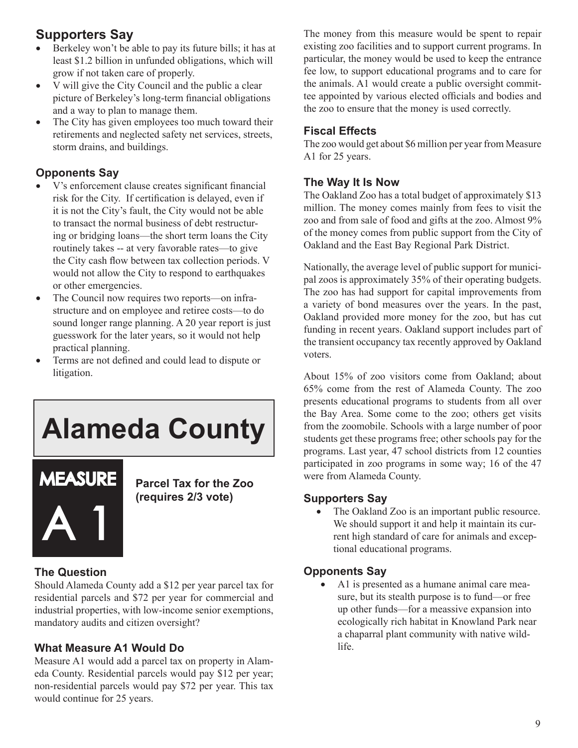## Supporters Say

- Berkeley won't be able to pay its future bills; it has at least $1.2 billion in unfunded obligations, which will grow if not taken care of properly.
- V will give the City Council and the public a clear picture of Berkeley's long-term financial obligations and a way to plan to manage them.
- The City has given employees too much toward their retirements and neglected safety net services, streets, storm drains, and buildings.

## Opponents Say

- V's enforcement clause creates significant financial risk for the City. If certification is delayed, even if it is not the City's fault, the City would not be able to transact the normal business of debt restructuring or bridging loans—the short term loans the City routinely takes -- at very favorable rates—to give the City cash flow between tax collection periods. V would not allow the City to respond to earthquakes or other emergencies.
- The Council now requires two reports—on infrastructure and on employee and retiree costs—to do sound longer range planning. A 20 year report is just guesswork for the later years, so it would not help practical planning.
- Terms are not defined and could lead to dispute or litigation.

# Alameda County

## MEASURE A1

**Parcel Tax for the Zoo (requires 2/3 vote)**

### The Question

Should Alameda County add a $12 per year parcel tax for residential parcels and $72 per year for commercial and industrial properties, with low-income senior exemptions, mandatory audits and citizen oversight?

### What Measure A1 Would Do

Measure A1 would add a parcel tax on property in Alameda County. Residential parcels would pay $12 per year; non-residential parcels would pay $72 per year. This tax would continue for 25 years.

The money from this measure would be spent to repair existing zoo facilities and to support current programs. In particular, the money would be used to keep the entrance fee low, to support educational programs and to care for the animals. A1 would create a public oversight committee appointed by various elected officials and bodies and the zoo to ensure that the money is used correctly.

### Fiscal Effects

The zoo would get about $6 million per year from Measure A1 for 25 years.

### The Way It Is Now

The Oakland Zoo has a total budget of approximately $13 million. The money comes mainly from fees to visit the zoo and from sale of food and gifts at the zoo. Almost 9% of the money comes from public support from the City of Oakland and the East Bay Regional Park District.

Nationally, the average level of public support for municipal zoos is approximately 35% of their operating budgets. The zoo has had support for capital improvements from a variety of bond measures over the years. In the past, Oakland provided more money for the zoo, but has cut funding in recent years. Oakland support includes part of the transient occupancy tax recently approved by Oakland voters.

About 15% of zoo visitors come from Oakland; about 65% come from the rest of Alameda County. The zoo presents educational programs to students from all over the Bay Area. Some come to the zoo; others get visits from the zoomobile. Schools with a large number of poor students get these programs free; other schools pay for the programs. Last year, 47 school districts from 12 counties participated in zoo programs in some way; 16 of the 47 were from Alameda County.

### Supporters Say

- The Oakland Zoo is an important public resource. We should support it and help it maintain its current high standard of care for animals and exceptional educational programs.

### Opponents Say

- A1 is presented as a humane animal care measure, but its stealth purpose is to fund—or free up other funds—for a meassive expansion into ecologically rich habitat in Knowland Park near a chaparral plant community with native wildlife.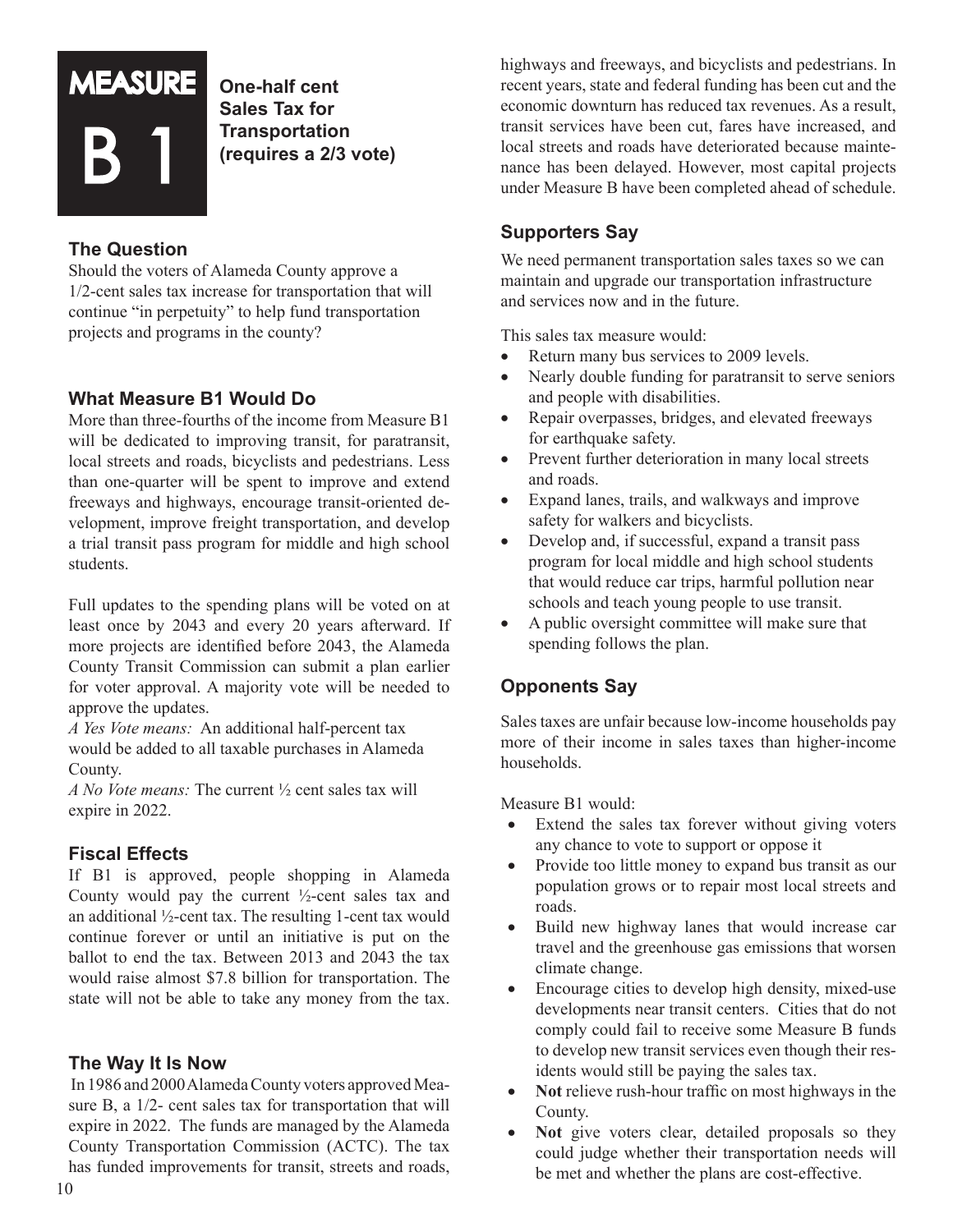# MEASURE B 1

**One-half cent Sales Tax for Transportation (requires a 2/3 vote)**

### The Question

Should the voters of Alameda County approve a 1/2-cent sales tax increase for transportation that will continue "in perpetuity" to help fund transportation projects and programs in the county?

### What Measure B1 Would Do

More than three-fourths of the income from Measure B1 will be dedicated to improving transit, for paratransit, local streets and roads, bicyclists and pedestrians. Less than one-quarter will be spent to improve and extend freeways and highways, encourage transit-oriented development, improve freight transportation, and develop a trial transit pass program for middle and high school students.

Full updates to the spending plans will be voted on at least once by 2043 and every 20 years afterward. If more projects are identified before 2043, the Alameda County Transit Commission can submit a plan earlier for voter approval. A majority vote will be needed to approve the updates.

*A Yes Vote means:* An additional half-percent tax would be added to all taxable purchases in Alameda County.

*A No Vote means:* The current ½ cent sales tax will expire in 2022.

### Fiscal Effects

If B1 is approved, people shopping in Alameda County would pay the current ½-cent sales tax and an additional ½-cent tax. The resulting 1-cent tax would continue forever or until an initiative is put on the ballot to end the tax. Between 2013 and 2043 the tax would raise almost $7.8 billion for transportation. The state will not be able to take any money from the tax.

### The Way It Is Now

In 1986 and 2000 Alameda County voters approved Measure B, a 1/2- cent sales tax for transportation that will expire in 2022. The funds are managed by the Alameda County Transportation Commission (ACTC). The tax has funded improvements for transit, streets and roads, highways and freeways, and bicyclists and pedestrians. In recent years, state and federal funding has been cut and the economic downturn has reduced tax revenues. As a result, transit services have been cut, fares have increased, and local streets and roads have deteriorated because maintenance has been delayed. However, most capital projects under Measure B have been completed ahead of schedule.

### Supporters Say

We need permanent transportation sales taxes so we can maintain and upgrade our transportation infrastructure and services now and in the future.

This sales tax measure would:

- Return many bus services to 2009 levels.
- Nearly double funding for paratransit to serve seniors and people with disabilities.
- Repair overpasses, bridges, and elevated freeways for earthquake safety.
- Prevent further deterioration in many local streets and roads.
- Expand lanes, trails, and walkways and improve safety for walkers and bicyclists.
- Develop and, if successful, expand a transit pass program for local middle and high school students that would reduce car trips, harmful pollution near schools and teach young people to use transit.
- A public oversight committee will make sure that spending follows the plan.

### Opponents Say

Sales taxes are unfair because low-income households pay more of their income in sales taxes than higher-income households.

Measure B1 would:

- Extend the sales tax forever without giving voters any chance to vote to support or oppose it
- Provide too little money to expand bus transit as our population grows or to repair most local streets and roads.
- Build new highway lanes that would increase car travel and the greenhouse gas emissions that worsen climate change.
- Encourage cities to develop high density, mixed-use developments near transit centers. Cities that do not comply could fail to receive some Measure B funds to develop new transit services even though their residents would still be paying the sales tax.
- **Not** relieve rush-hour traffic on most highways in the County.
- **Not** give voters clear, detailed proposals so they could judge whether their transportation needs will be met and whether the plans are cost-effective.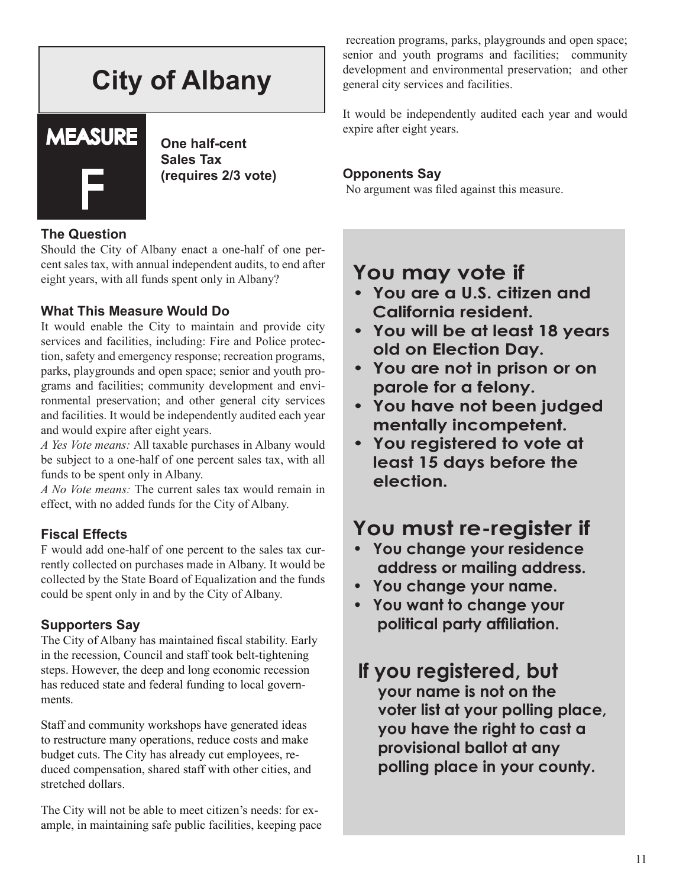# City of Albany

## MEASURE F

**One half-cent Sales Tax (requires 2/3 vote)**

### The Question

Should the City of Albany enact a one-half of one percent sales tax, with annual independent audits, to end after eight years, with all funds spent only in Albany?

### What This Measure Would Do

It would enable the City to maintain and provide city services and facilities, including: Fire and Police protection, safety and emergency response; recreation programs, parks, playgrounds and open space; senior and youth programs and facilities; community development and environmental preservation; and other general city services and facilities. It would be independently audited each year and would expire after eight years.

*A Yes Vote means:* All taxable purchases in Albany would be subject to a one-half of one percent sales tax, with all funds to be spent only in Albany.

*A No Vote means:* The current sales tax would remain in effect, with no added funds for the City of Albany.

### Fiscal Effects

F would add one-half of one percent to the sales tax currently collected on purchases made in Albany. It would be collected by the State Board of Equalization and the funds could be spent only in and by the City of Albany.

### Supporters Say

The City of Albany has maintained fiscal stability. Early in the recession, Council and staff took belt-tightening steps. However, the deep and long economic recession has reduced state and federal funding to local governments.

Staff and community workshops have generated ideas to restructure many operations, reduce costs and make budget cuts. The City has already cut employees, reduced compensation, shared staff with other cities, and stretched dollars.

The City will not be able to meet citizen's needs: for example, in maintaining safe public facilities, keeping pace recreation programs, parks, playgrounds and open space; senior and youth programs and facilities; community development and environmental preservation; and other general city services and facilities.

It would be independently audited each year and would expire after eight years.

### Opponents Say

No argument was filed against this measure.

## You may vote if

- You are a U.S. citizen and California resident.
- You will be at least 18 years old on Election Day.
- You are not in prison or on parole for a felony.
- You have not been judged mentally incompetent.
- You registered to vote at least 15 days before the election.

## You must re-register if

- You change your residence address or mailing address.
- You change your name.
- You want to change your political party affiliation.

## If you registered, but

your name is not on the voter list at your polling place, you have the right to cast a provisional ballot at any polling place in your county.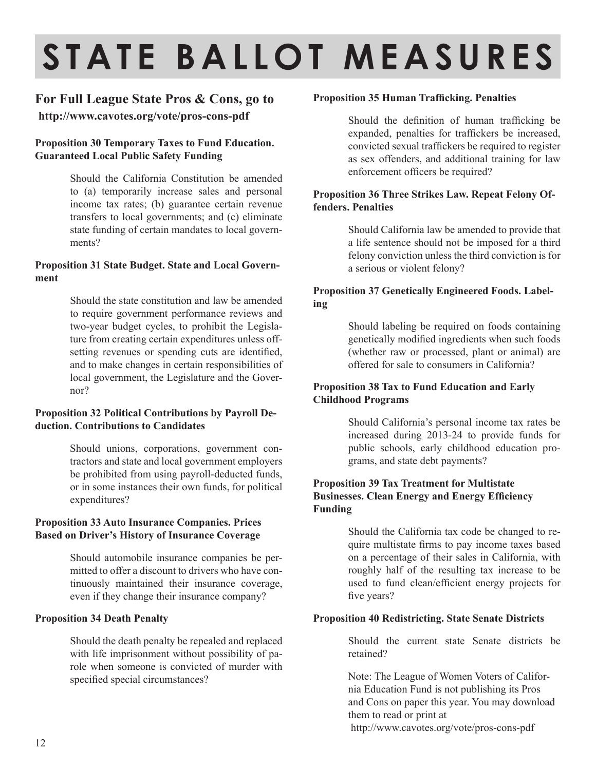# STATE BALLOT MEASURES

## For Full League State Pros & Cons, go to http://www.cavotes.org/vote/pros-cons-pdf

**Proposition 30 Temporary Taxes to Fund Education. Guaranteed Local Public Safety Funding**

Should the California Constitution be amended to (a) temporarily increase sales and personal income tax rates; (b) guarantee certain revenue transfers to local governments; and (c) eliminate state funding of certain mandates to local governments?

**Proposition 31 State Budget. State and Local Government**

Should the state constitution and law be amended to require government performance reviews and two-year budget cycles, to prohibit the Legislature from creating certain expenditures unless offsetting revenues or spending cuts are identified, and to make changes in certain responsibilities of local government, the Legislature and the Governor?

**Proposition 32 Political Contributions by Payroll Deduction. Contributions to Candidates**

Should unions, corporations, government contractors and state and local government employers be prohibited from using payroll-deducted funds, or in some instances their own funds, for political expenditures?

**Proposition 33 Auto Insurance Companies. Prices Based on Driver's History of Insurance Coverage**

Should automobile insurance companies be permitted to offer a discount to drivers who have continuously maintained their insurance coverage, even if they change their insurance company?

**Proposition 34 Death Penalty**

Should the death penalty be repealed and replaced with life imprisonment without possibility of parole when someone is convicted of murder with specified special circumstances?

**Proposition 35 Human Trafficking. Penalties**

Should the definition of human trafficking be expanded, penalties for traffickers be increased, convicted sexual traffickers be required to register as sex offenders, and additional training for law enforcement officers be required?

**Proposition 36 Three Strikes Law. Repeat Felony Offenders. Penalties**

Should California law be amended to provide that a life sentence should not be imposed for a third felony conviction unless the third conviction is for a serious or violent felony?

**Proposition 37 Genetically Engineered Foods. Labeling**

Should labeling be required on foods containing genetically modified ingredients when such foods (whether raw or processed, plant or animal) are offered for sale to consumers in California?

**Proposition 38 Tax to Fund Education and Early Childhood Programs**

Should California's personal income tax rates be increased during 2013-24 to provide funds for public schools, early childhood education programs, and state debt payments?

**Proposition 39 Tax Treatment for Multistate Businesses. Clean Energy and Energy Efficiency Funding**

Should the California tax code be changed to require multistate firms to pay income taxes based on a percentage of their sales in California, with roughly half of the resulting tax increase to be used to fund clean/efficient energy projects for five years?

**Proposition 40 Redistricting. State Senate Districts**

Should the current state Senate districts be retained?

Note: The League of Women Voters of California Education Fund is not publishing its Pros and Cons on paper this year. You may download them to read or print at http://www.cavotes.org/vote/pros-cons-pdf